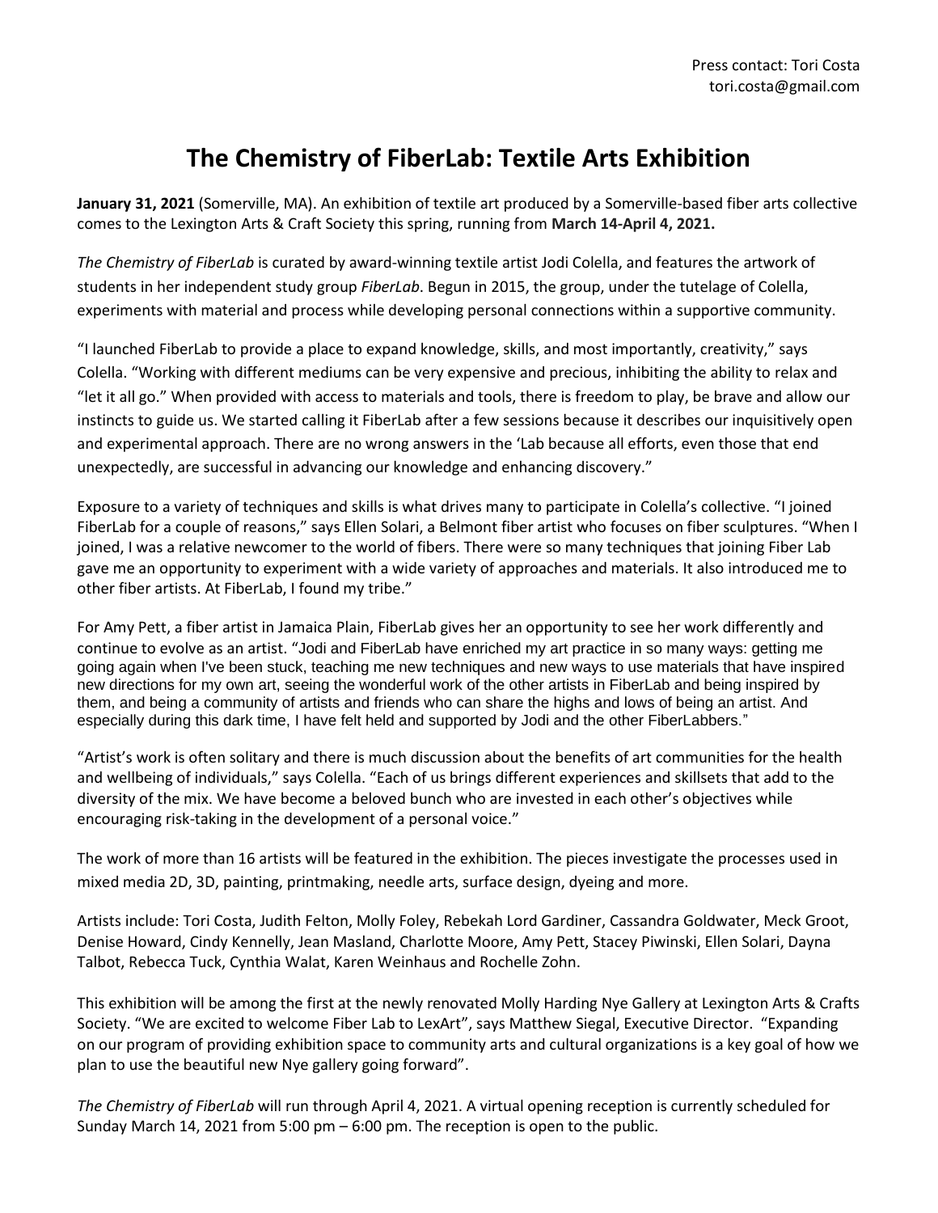Press contact: Tori Costa
tori.costa@gmail.com

# The Chemistry of FiberLab: Textile Arts Exhibition

**January 31, 2021** (Somerville, MA). An exhibition of textile art produced by a Somerville-based fiber arts collective comes to the Lexington Arts & Craft Society this spring, running from **March 14-April 4, 2021.**

*The Chemistry of FiberLab* is curated by award-winning textile artist Jodi Colella, and features the artwork of students in her independent study group *FiberLab*. Begun in 2015, the group, under the tutelage of Colella, experiments with material and process while developing personal connections within a supportive community.

"I launched FiberLab to provide a place to expand knowledge, skills, and most importantly, creativity," says Colella. "Working with different mediums can be very expensive and precious, inhibiting the ability to relax and "let it all go." When provided with access to materials and tools, there is freedom to play, be brave and allow our instincts to guide us. We started calling it FiberLab after a few sessions because it describes our inquisitively open and experimental approach. There are no wrong answers in the 'Lab because all efforts, even those that end unexpectedly, are successful in advancing our knowledge and enhancing discovery."

Exposure to a variety of techniques and skills is what drives many to participate in Colella's collective. "I joined FiberLab for a couple of reasons," says Ellen Solari, a Belmont fiber artist who focuses on fiber sculptures. "When I joined, I was a relative newcomer to the world of fibers. There were so many techniques that joining Fiber Lab gave me an opportunity to experiment with a wide variety of approaches and materials. It also introduced me to other fiber artists. At FiberLab, I found my tribe."

For Amy Pett, a fiber artist in Jamaica Plain, FiberLab gives her an opportunity to see her work differently and continue to evolve as an artist. "Jodi and FiberLab have enriched my art practice in so many ways: getting me going again when I've been stuck, teaching me new techniques and new ways to use materials that have inspired new directions for my own art, seeing the wonderful work of the other artists in FiberLab and being inspired by them, and being a community of artists and friends who can share the highs and lows of being an artist. And especially during this dark time, I have felt held and supported by Jodi and the other FiberLabbers."

"Artist's work is often solitary and there is much discussion about the benefits of art communities for the health and wellbeing of individuals," says Colella. "Each of us brings different experiences and skillsets that add to the diversity of the mix. We have become a beloved bunch who are invested in each other's objectives while encouraging risk-taking in the development of a personal voice."

The work of more than 16 artists will be featured in the exhibition. The pieces investigate the processes used in mixed media 2D, 3D, painting, printmaking, needle arts, surface design, dyeing and more.

Artists include: Tori Costa, Judith Felton, Molly Foley, Rebekah Lord Gardiner, Cassandra Goldwater, Meck Groot, Denise Howard, Cindy Kennelly, Jean Masland, Charlotte Moore, Amy Pett, Stacey Piwinski, Ellen Solari, Dayna Talbot, Rebecca Tuck, Cynthia Walat, Karen Weinhaus and Rochelle Zohn.

This exhibition will be among the first at the newly renovated Molly Harding Nye Gallery at Lexington Arts & Crafts Society. "We are excited to welcome Fiber Lab to LexArt", says Matthew Siegal, Executive Director. "Expanding on our program of providing exhibition space to community arts and cultural organizations is a key goal of how we plan to use the beautiful new Nye gallery going forward".

*The Chemistry of FiberLab* will run through April 4, 2021. A virtual opening reception is currently scheduled for Sunday March 14, 2021 from 5:00 pm – 6:00 pm. The reception is open to the public.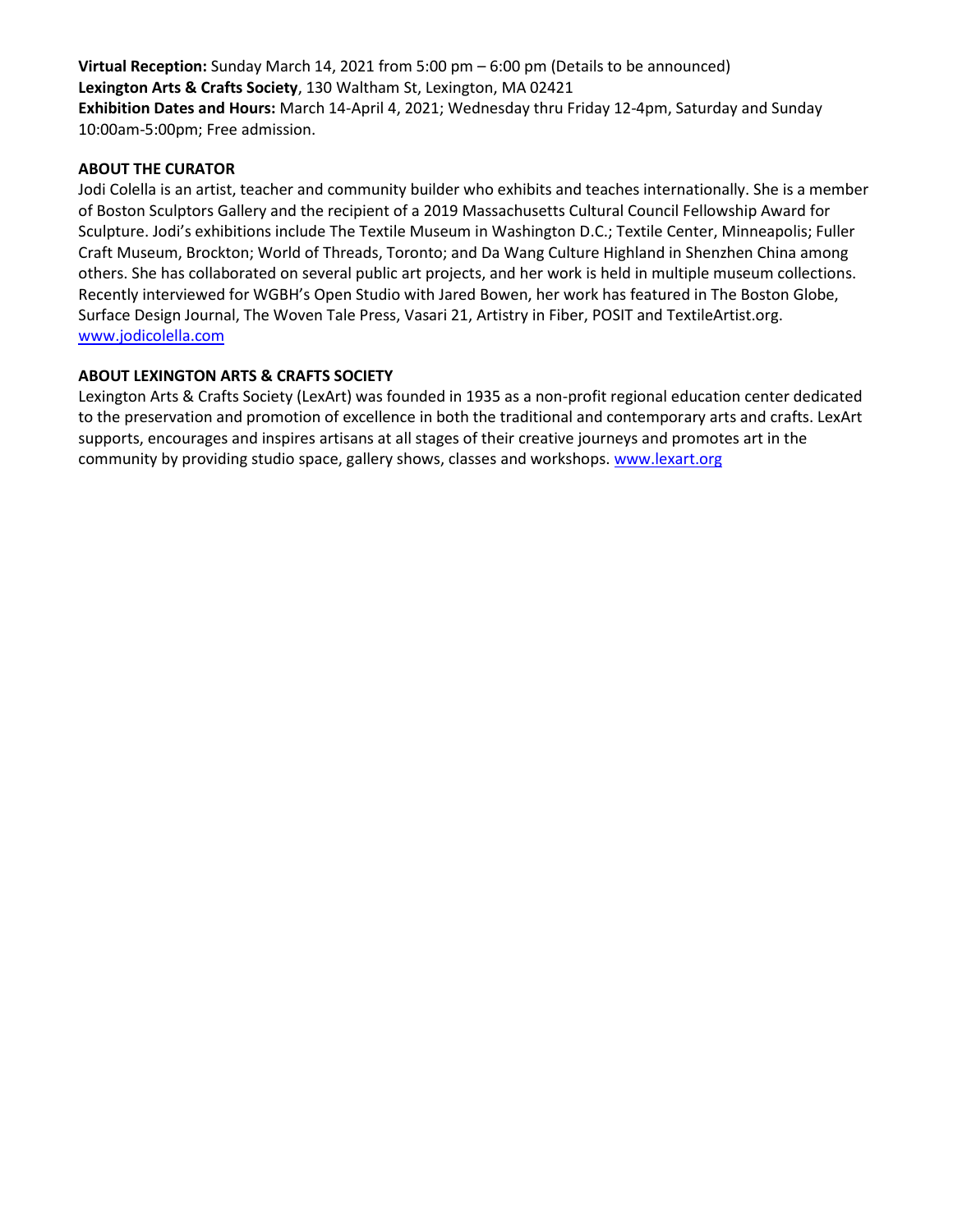**Virtual Reception:** Sunday March 14, 2021 from 5:00 pm – 6:00 pm (Details to be announced)
**Lexington Arts & Crafts Society**, 130 Waltham St, Lexington, MA 02421
**Exhibition Dates and Hours:** March 14-April 4, 2021; Wednesday thru Friday 12-4pm, Saturday and Sunday 10:00am-5:00pm; Free admission.

**ABOUT THE CURATOR**

Jodi Colella is an artist, teacher and community builder who exhibits and teaches internationally. She is a member of Boston Sculptors Gallery and the recipient of a 2019 Massachusetts Cultural Council Fellowship Award for Sculpture. Jodi's exhibitions include The Textile Museum in Washington D.C.; Textile Center, Minneapolis; Fuller Craft Museum, Brockton; World of Threads, Toronto; and Da Wang Culture Highland in Shenzhen China among others. She has collaborated on several public art projects, and her work is held in multiple museum collections. Recently interviewed for WGBH's Open Studio with Jared Bowen, her work has featured in The Boston Globe, Surface Design Journal, The Woven Tale Press, Vasari 21, Artistry in Fiber, POSIT and TextileArtist.org.
www.jodicolella.com

**ABOUT LEXINGTON ARTS & CRAFTS SOCIETY**

Lexington Arts & Crafts Society (LexArt) was founded in 1935 as a non-profit regional education center dedicated to the preservation and promotion of excellence in both the traditional and contemporary arts and crafts. LexArt supports, encourages and inspires artisans at all stages of their creative journeys and promotes art in the community by providing studio space, gallery shows, classes and workshops. www.lexart.org